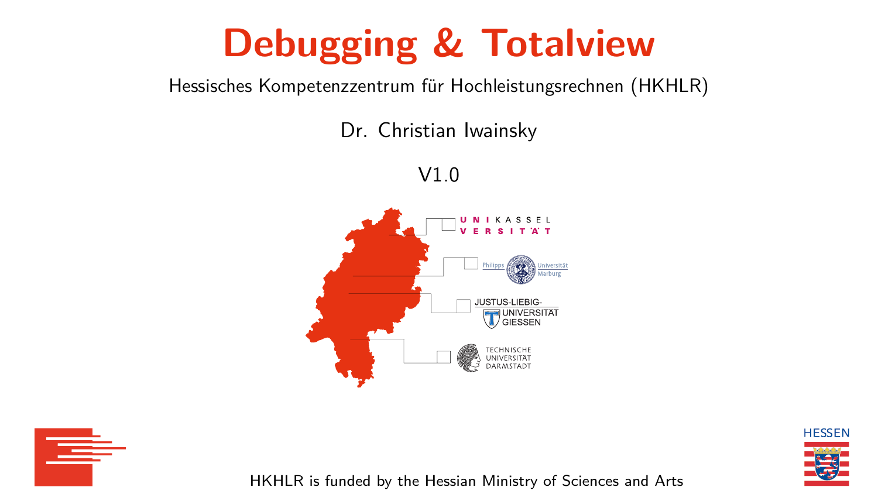# Debugging & Totalview

Hessisches Kompetenzzentrum für Hochleistungsrechnen (HKHLR)

Dr. Christian Iwainsky

V1.0

UNIKASSEL VERSITÄT

Philipps Universität Marburg

JUSTUS-LIEBIG-UNIVERSITÄT GIESSEN

TECHNISCHE UNIVERSITÄT DARMSTADT

HKHLR is funded by the Hessian Ministry of Sciences and Arts

HESSEN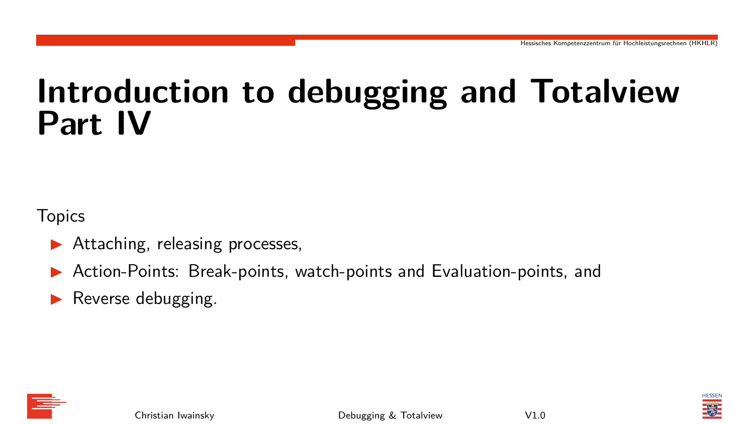# Introduction to debugging and Totalview Part IV

Topics

- Attaching, releasing processes,
- Action-Points: Break-points, watch-points and Evaluation-points, and
- Reverse debugging.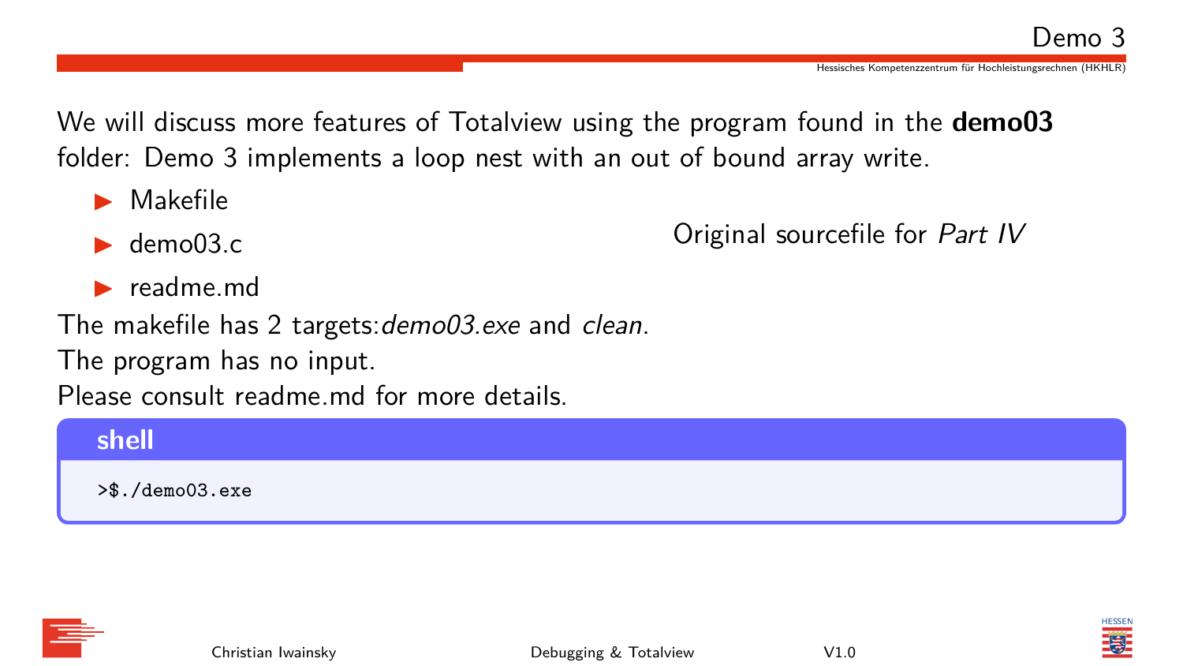# Demo 3

We will discuss more features of Totalview using the program found in the **demo03** folder: Demo 3 implements a loop nest with an out of bound array write.

- Makefile
- demo03.c
- readme.md

Original sourcefile for *Part IV*

The makefile has 2 targets:*demo03.exe* and *clean*.
The program has no input.
Please consult readme.md for more details.

**shell**

```
>$./demo03.exe
```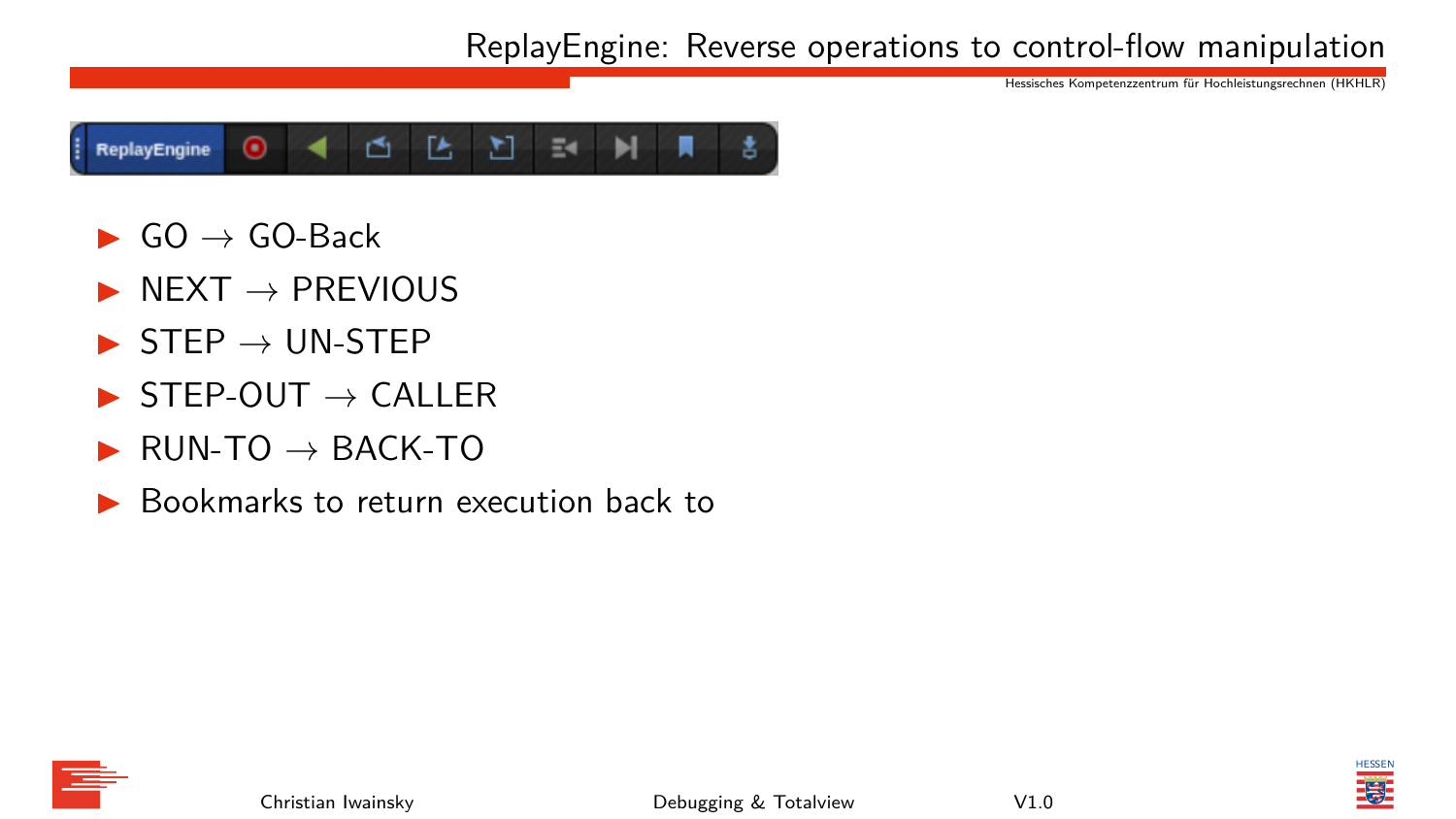# ReplayEngine: Reverse operations to control-flow manipulation

- GO → GO-Back
- NEXT → PREVIOUS
- STEP → UN-STEP
- STEP-OUT → CALLER
- RUN-TO → BACK-TO
- Bookmarks to return execution back to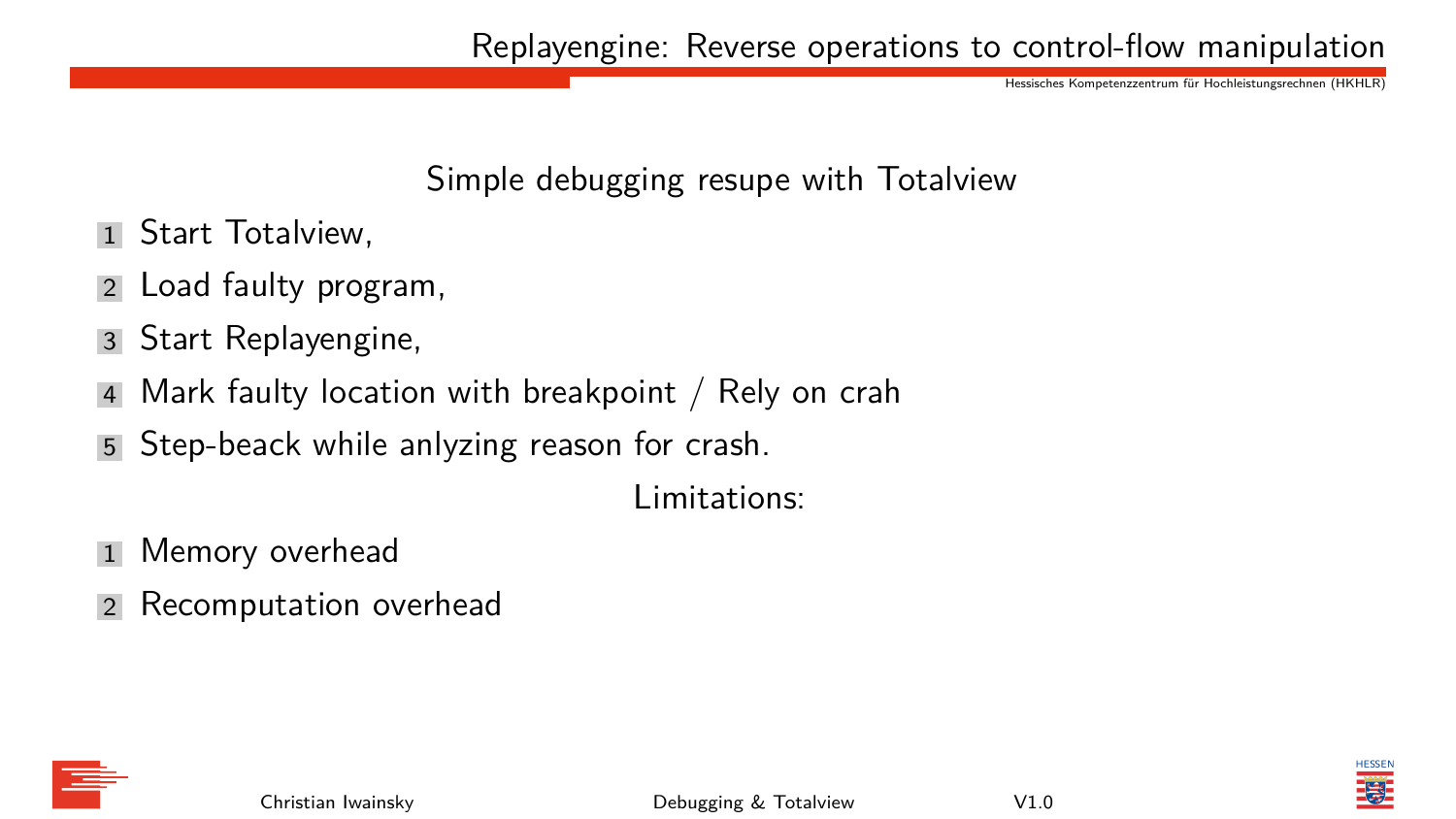# Replayengine: Reverse operations to control-flow manipulation

Simple debugging resupe with Totalview

1. Start Totalview,
2. Load faulty program,
3. Start Replayengine,
4. Mark faulty location with breakpoint / Rely on crah
5. Step-beack while anlyzing reason for crash.

Limitations:

1. Memory overhead
2. Recomputation overhead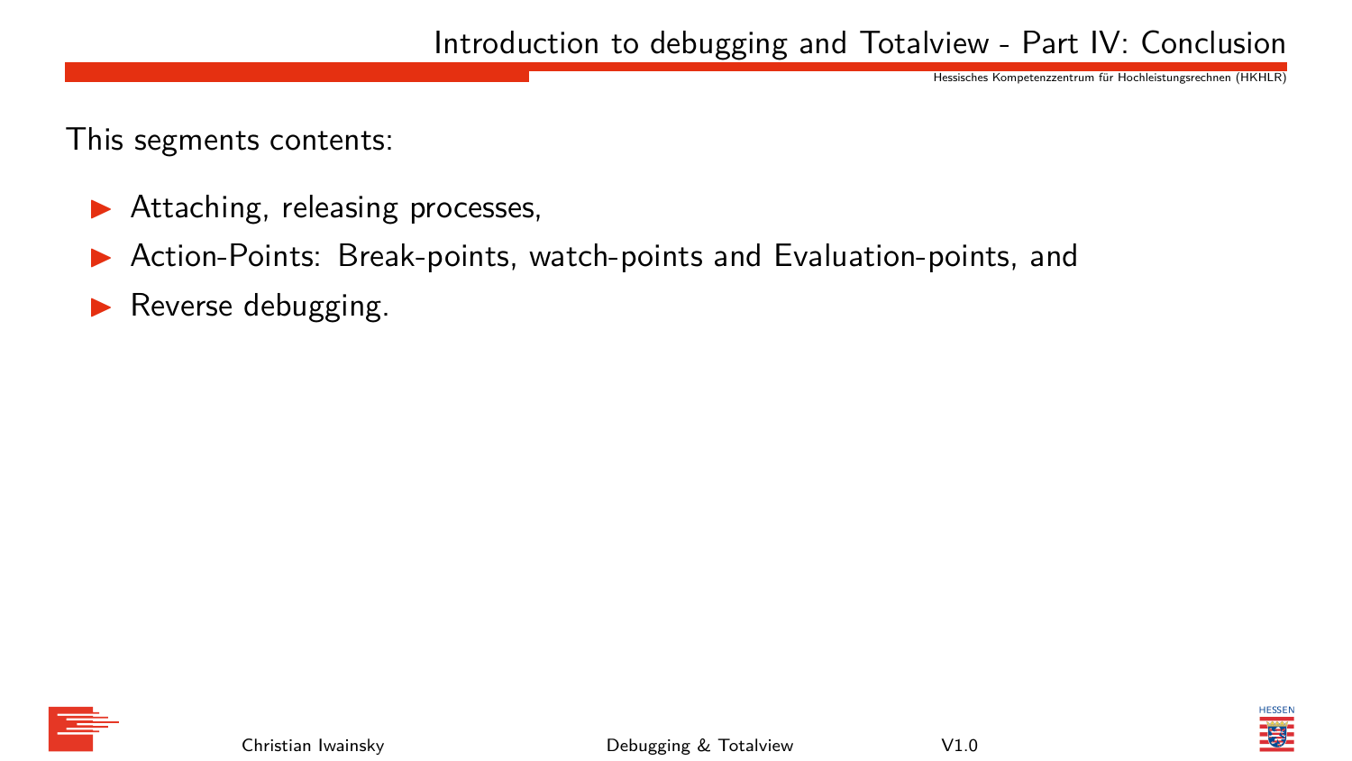# Introduction to debugging and Totalview - Part IV: Conclusion

This segments contents:

- Attaching, releasing processes,
- Action-Points: Break-points, watch-points and Evaluation-points, and
- Reverse debugging.